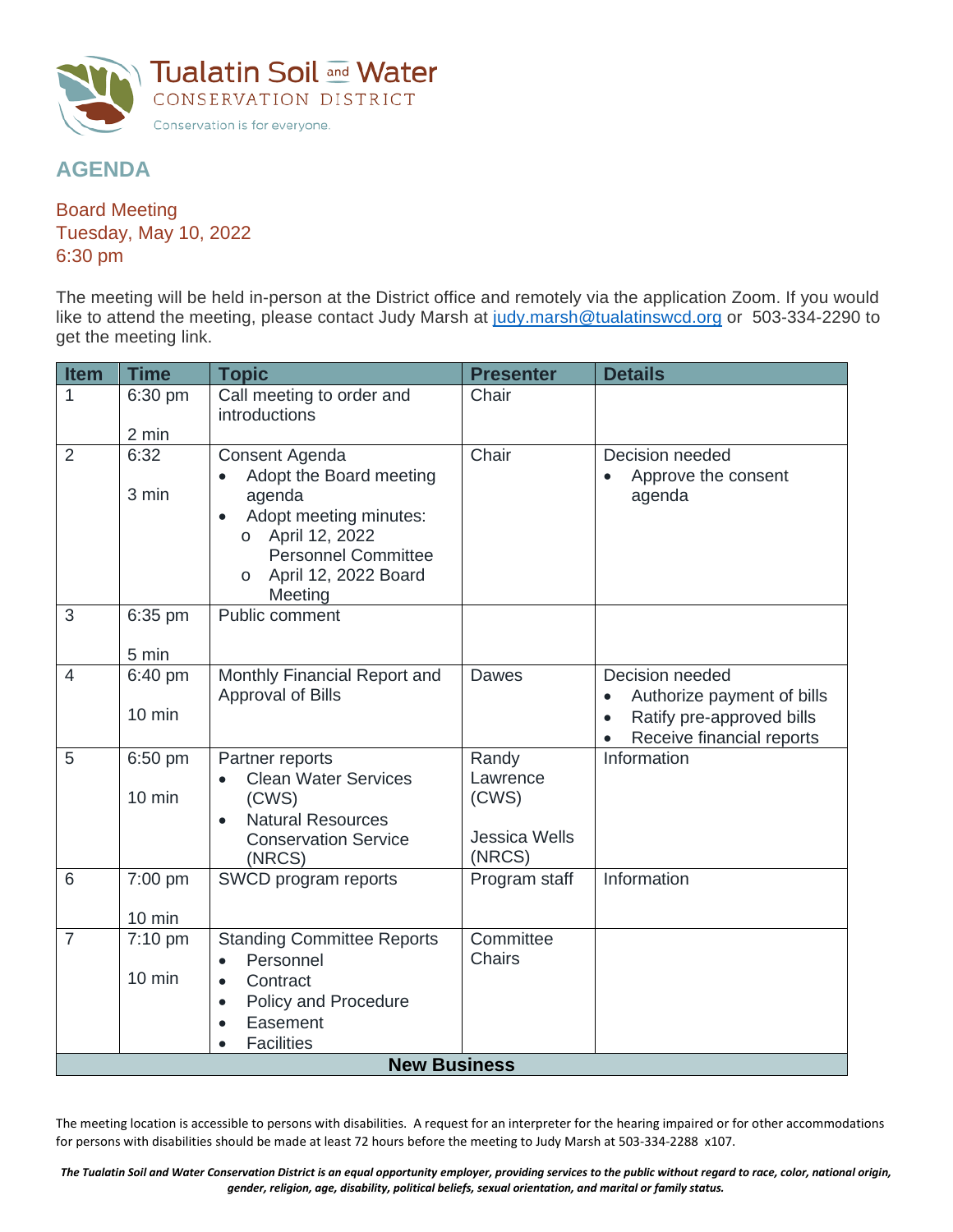Tualatin Soil and Water
CONSERVATION DISTRICT
Conservation is for everyone.

# AGENDA

## Board Meeting
## Tuesday, May 10, 2022
## 6:30 pm

The meeting will be held in-person at the District office and remotely via the application Zoom. If you would like to attend the meeting, please contact Judy Marsh at judy.marsh@tualatinswcd.org or 503-334-2290 to get the meeting link.

| Item | Time | Topic | Presenter | Details |
|---|---|---|---|---|
| 1 | 6:30 pm<br><br>2 min | Call meeting to order and introductions | Chair | |
| 2 | 6:32<br><br>3 min | Consent Agenda<br>• Adopt the Board meeting agenda<br>• Adopt meeting minutes:<br>  o April 12, 2022 Personnel Committee<br>  o April 12, 2022 Board Meeting | Chair | Decision needed<br>• Approve the consent agenda |
| 3 | 6:35 pm<br><br>5 min | Public comment | | |
| 4 | 6:40 pm<br><br>10 min | Monthly Financial Report and Approval of Bills | Dawes | Decision needed<br>• Authorize payment of bills<br>• Ratify pre-approved bills<br>• Receive financial reports |
| 5 | 6:50 pm<br><br>10 min | Partner reports<br>• Clean Water Services (CWS)<br>• Natural Resources Conservation Service (NRCS) | Randy Lawrence (CWS)<br><br>Jessica Wells (NRCS) | Information |
| 6 | 7:00 pm<br><br>10 min | SWCD program reports | Program staff | Information |
| 7 | 7:10 pm<br><br>10 min | Standing Committee Reports<br>• Personnel<br>• Contract<br>• Policy and Procedure<br>• Easement<br>• Facilities | Committee Chairs | |
| **New Business** | | | | |

The meeting location is accessible to persons with disabilities. A request for an interpreter for the hearing impaired or for other accommodations for persons with disabilities should be made at least 72 hours before the meeting to Judy Marsh at 503-334-2288 x107.

***The Tualatin Soil and Water Conservation District is an equal opportunity employer, providing services to the public without regard to race, color, national origin, gender, religion, age, disability, political beliefs, sexual orientation, and marital or family status.***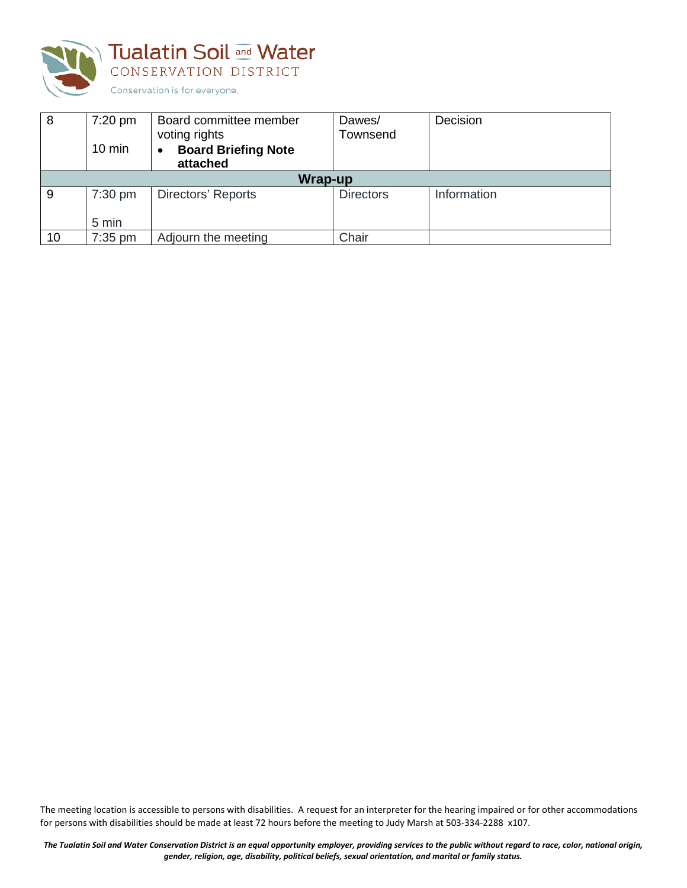| | | | | |
|---|---|---|---|---|
| 8 | 7:20 pm<br><br>10 min | Board committee member voting rights<br>• **Board Briefing Note attached** | Dawes/ Townsend | Decision |
| | | **Wrap-up** | | |
| 9 | 7:30 pm<br><br>5 min | Directors' Reports | Directors | Information |
| 10 | 7:35 pm | Adjourn the meeting | Chair | |

The meeting location is accessible to persons with disabilities. A request for an interpreter for the hearing impaired or for other accommodations for persons with disabilities should be made at least 72 hours before the meeting to Judy Marsh at 503-334-2288 x107.

***The Tualatin Soil and Water Conservation District is an equal opportunity employer, providing services to the public without regard to race, color, national origin, gender, religion, age, disability, political beliefs, sexual orientation, and marital or family status.***